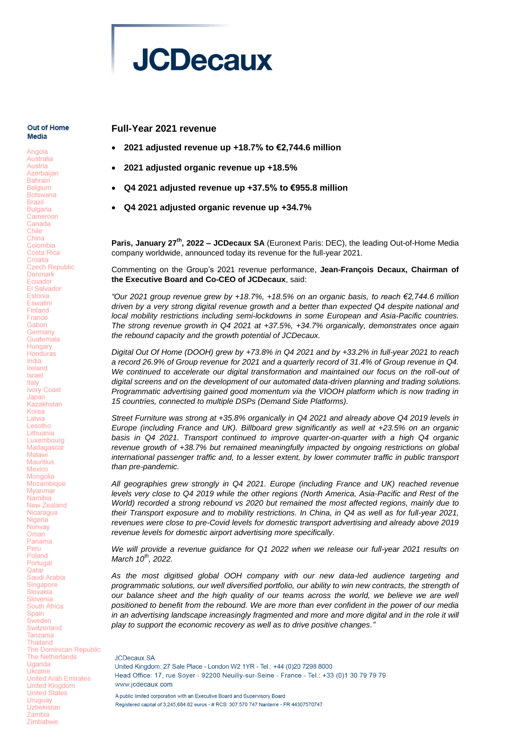# JCDecaux

**Out of Home Media**

Angola
Australia
Austria
Azerbaijan
Bahrain
Belgium
Botswana
Brazil
Bulgaria
Cameroon
Canada
Chile
China
Colombia
Costa Rica
Croatia
Czech Republic
Denmark
Ecuador
El Salvador
Estonia
Eswatini
Finland
France
Gabon
Germany
Guatemala
Hungary
Honduras
India
Ireland
Israel
Italy
Ivory Coast
Japan
Kazakhstan
Korea
Latvia
Lesotho
Lithuania
Luxembourg
Madagascar
Malawi
Mauritius
Mexico
Mongolia
Mozambique
Myanmar
Namibia
New Zealand
Nicaragua
Nigeria
Norway
Oman
Panama
Peru
Poland
Portugal
Qatar
Saudi Arabia
Singapore
Slovakia
Slovenia
South Africa
Spain
Sweden
Switzerland
Tanzania
Thailand
The Dominican Republic
The Netherlands
Uganda
Ukraine
United Arab Emirates
United Kingdom
United States
Uruguay
Uzbekistan
Zambia
Zimbabwe

## Full-Year 2021 revenue

- **2021 adjusted revenue up +18.7% to €2,744.6 million**
- **2021 adjusted organic revenue up +18.5%**
- **Q4 2021 adjusted revenue up +37.5% to €955.8 million**
- **Q4 2021 adjusted organic revenue up +34.7%**

**Paris, January 27th, 2022 – JCDecaux SA** (Euronext Paris: DEC), the leading Out-of-Home Media company worldwide, announced today its revenue for the full-year 2021.

Commenting on the Group's 2021 revenue performance, **Jean-François Decaux, Chairman of the Executive Board and Co-CEO of JCDecaux**, said:

*"Our 2021 group revenue grew by +18.7%, +18.5% on an organic basis, to reach €2,744.6 million driven by a very strong digital revenue growth and a better than expected Q4 despite national and local mobility restrictions including semi-lockdowns in some European and Asia-Pacific countries. The strong revenue growth in Q4 2021 at +37.5%, +34.7% organically, demonstrates once again the rebound capacity and the growth potential of JCDecaux.*

*Digital Out Of Home (DOOH) grew by +73.8% in Q4 2021 and by +33.2% in full-year 2021 to reach a record 26.9% of Group revenue for 2021 and a quarterly record of 31.4% of Group revenue in Q4. We continued to accelerate our digital transformation and maintained our focus on the roll-out of digital screens and on the development of our automated data-driven planning and trading solutions. Programmatic advertising gained good momentum via the VIOOH platform which is now trading in 15 countries, connected to multiple DSPs (Demand Side Platforms).*

*Street Furniture was strong at +35.8% organically in Q4 2021 and already above Q4 2019 levels in Europe (including France and UK). Billboard grew significantly as well at +23.5% on an organic basis in Q4 2021. Transport continued to improve quarter-on-quarter with a high Q4 organic revenue growth of +38.7% but remained meaningfully impacted by ongoing restrictions on global international passenger traffic and, to a lesser extent, by lower commuter traffic in public transport than pre-pandemic.*

*All geographies grew strongly in Q4 2021. Europe (including France and UK) reached revenue levels very close to Q4 2019 while the other regions (North America, Asia-Pacific and Rest of the World) recorded a strong rebound vs 2020 but remained the most affected regions, mainly due to their Transport exposure and to mobility restrictions. In China, in Q4 as well as for full-year 2021, revenues were close to pre-Covid levels for domestic transport advertising and already above 2019 revenue levels for domestic airport advertising more specifically.*

*We will provide a revenue guidance for Q1 2022 when we release our full-year 2021 results on March 10th, 2022.*

*As the most digitised global OOH company with our new data-led audience targeting and programmatic solutions, our well diversified portfolio, our ability to win new contracts, the strength of our balance sheet and the high quality of our teams across the world, we believe we are well positioned to benefit from the rebound. We are more than ever confident in the power of our media in an advertising landscape increasingly fragmented and more and more digital and in the role it will play to support the economic recovery as well as to drive positive changes."*

JCDecaux SA
United Kingdom: 27 Sale Place - London W2 1YR - Tel.: +44 (0)20 7298 8000
Head Office: 17, rue Soyer - 92200 Neuilly-sur-Seine - France - Tel.: +33 (0)1 30 79 79 79
www.jcdecaux.com

A public limited corporation with an Executive Board and Supervisory Board
Registered capital of 3,245,684.82 euros - # RCS: 307 570 747 Nanterre - FR 44307570747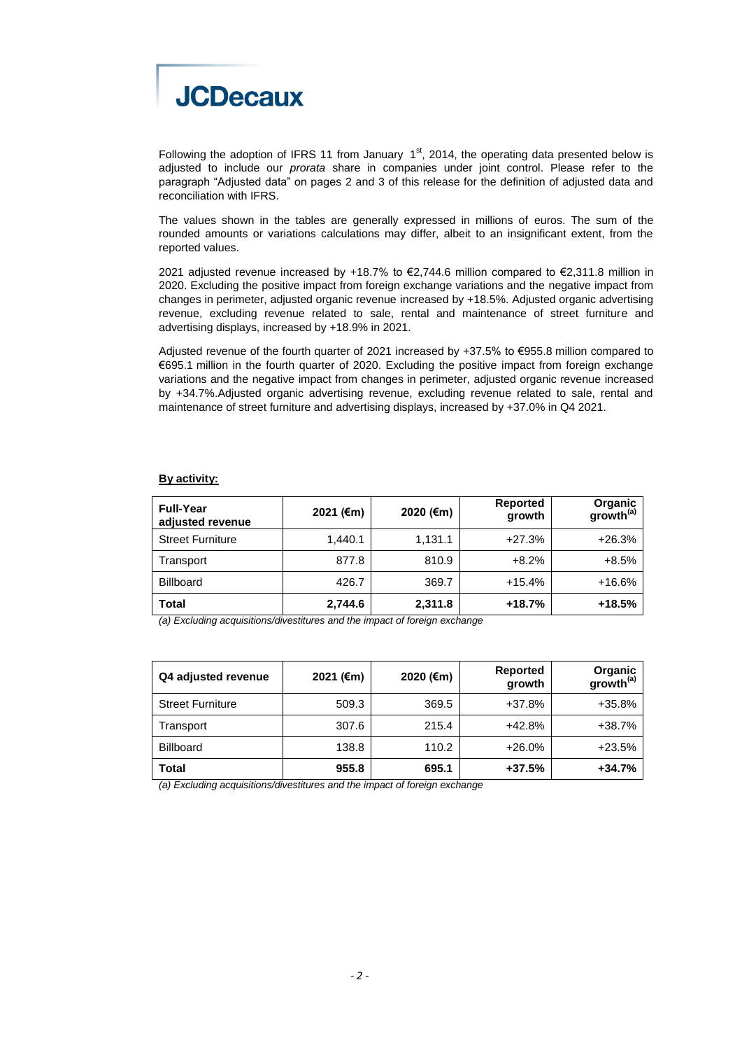Following the adoption of IFRS 11 from January 1st, 2014, the operating data presented below is adjusted to include our *prorata* share in companies under joint control. Please refer to the paragraph "Adjusted data" on pages 2 and 3 of this release for the definition of adjusted data and reconciliation with IFRS.

The values shown in the tables are generally expressed in millions of euros. The sum of the rounded amounts or variations calculations may differ, albeit to an insignificant extent, from the reported values.

2021 adjusted revenue increased by +18.7% to €2,744.6 million compared to €2,311.8 million in 2020. Excluding the positive impact from foreign exchange variations and the negative impact from changes in perimeter, adjusted organic revenue increased by +18.5%. Adjusted organic advertising revenue, excluding revenue related to sale, rental and maintenance of street furniture and advertising displays, increased by +18.9% in 2021.

Adjusted revenue of the fourth quarter of 2021 increased by +37.5% to €955.8 million compared to €695.1 million in the fourth quarter of 2020. Excluding the positive impact from foreign exchange variations and the negative impact from changes in perimeter, adjusted organic revenue increased by +34.7%.Adjusted organic advertising revenue, excluding revenue related to sale, rental and maintenance of street furniture and advertising displays, increased by +37.0% in Q4 2021.

**By activity:**

| **Full-Year adjusted revenue** | **2021 (€m)** | **2020 (€m)** | **Reported growth** | **Organic growth[(a)]** |
|---|---|---|---|---|
| Street Furniture | 1,440.1 | 1,131.1 | +27.3% | +26.3% |
| Transport | 877.8 | 810.9 | +8.2% | +8.5% |
| Billboard | 426.7 | 369.7 | +15.4% | +16.6% |
| **Total** | **2,744.6** | **2,311.8** | **+18.7%** | **+18.5%** |

*(a) Excluding acquisitions/divestitures and the impact of foreign exchange*

| **Q4 adjusted revenue** | **2021 (€m)** | **2020 (€m)** | **Reported growth** | **Organic growth[(a)]** |
|---|---|---|---|---|
| Street Furniture | 509.3 | 369.5 | +37.8% | +35.8% |
| Transport | 307.6 | 215.4 | +42.8% | +38.7% |
| Billboard | 138.8 | 110.2 | +26.0% | +23.5% |
| **Total** | **955.8** | **695.1** | **+37.5%** | **+34.7%** |

*(a) Excluding acquisitions/divestitures and the impact of foreign exchange*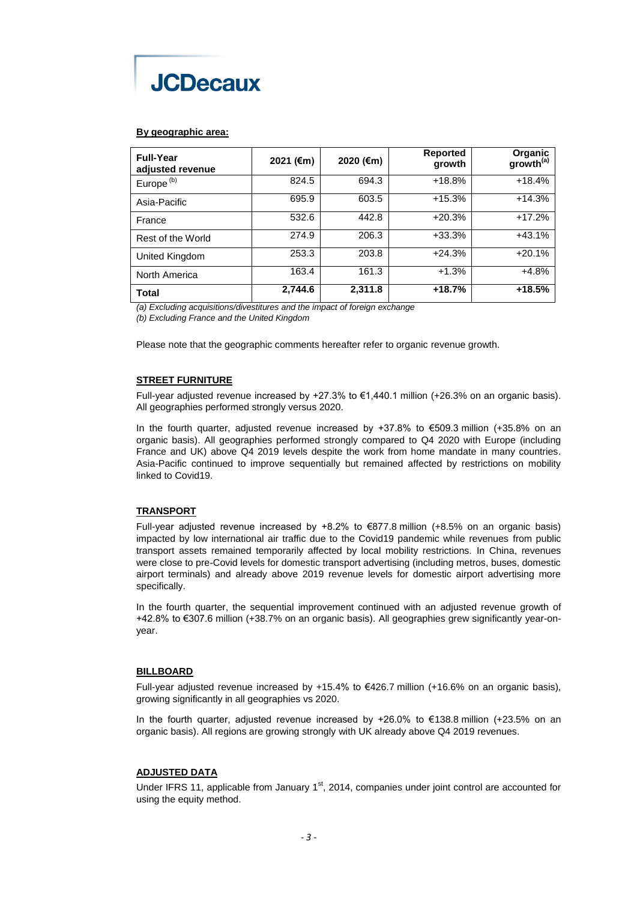**By geographic area:**

| Full-Year adjusted revenue | 2021 (€m) | 2020 (€m) | Reported growth | Organic growth[(a)] |
|---|---|---|---|---|
| Europe [(b)] | 824.5 | 694.3 | +18.8% | +18.4% |
| Asia-Pacific | 695.9 | 603.5 | +15.3% | +14.3% |
| France | 532.6 | 442.8 | +20.3% | +17.2% |
| Rest of the World | 274.9 | 206.3 | +33.3% | +43.1% |
| United Kingdom | 253.3 | 203.8 | +24.3% | +20.1% |
| North America | 163.4 | 161.3 | +1.3% | +4.8% |
| **Total** | **2,744.6** | **2,311.8** | **+18.7%** | **+18.5%** |

*(a) Excluding acquisitions/divestitures and the impact of foreign exchange*

*(b) Excluding France and the United Kingdom*

Please note that the geographic comments hereafter refer to organic revenue growth.

**STREET FURNITURE**

Full-year adjusted revenue increased by +27.3% to €1,440.1 million (+26.3% on an organic basis). All geographies performed strongly versus 2020.

In the fourth quarter, adjusted revenue increased by +37.8% to €509.3 million (+35.8% on an organic basis). All geographies performed strongly compared to Q4 2020 with Europe (including France and UK) above Q4 2019 levels despite the work from home mandate in many countries. Asia-Pacific continued to improve sequentially but remained affected by restrictions on mobility linked to Covid19.

**TRANSPORT**

Full-year adjusted revenue increased by +8.2% to €877.8 million (+8.5% on an organic basis) impacted by low international air traffic due to the Covid19 pandemic while revenues from public transport assets remained temporarily affected by local mobility restrictions. In China, revenues were close to pre-Covid levels for domestic transport advertising (including metros, buses, domestic airport terminals) and already above 2019 revenue levels for domestic airport advertising more specifically.

In the fourth quarter, the sequential improvement continued with an adjusted revenue growth of +42.8% to €307.6 million (+38.7% on an organic basis). All geographies grew significantly year-on-year.

**BILLBOARD**

Full-year adjusted revenue increased by +15.4% to €426.7 million (+16.6% on an organic basis), growing significantly in all geographies vs 2020.

In the fourth quarter, adjusted revenue increased by +26.0% to €138.8 million (+23.5% on an organic basis). All regions are growing strongly with UK already above Q4 2019 revenues.

**ADJUSTED DATA**

Under IFRS 11, applicable from January 1st, 2014, companies under joint control are accounted for using the equity method.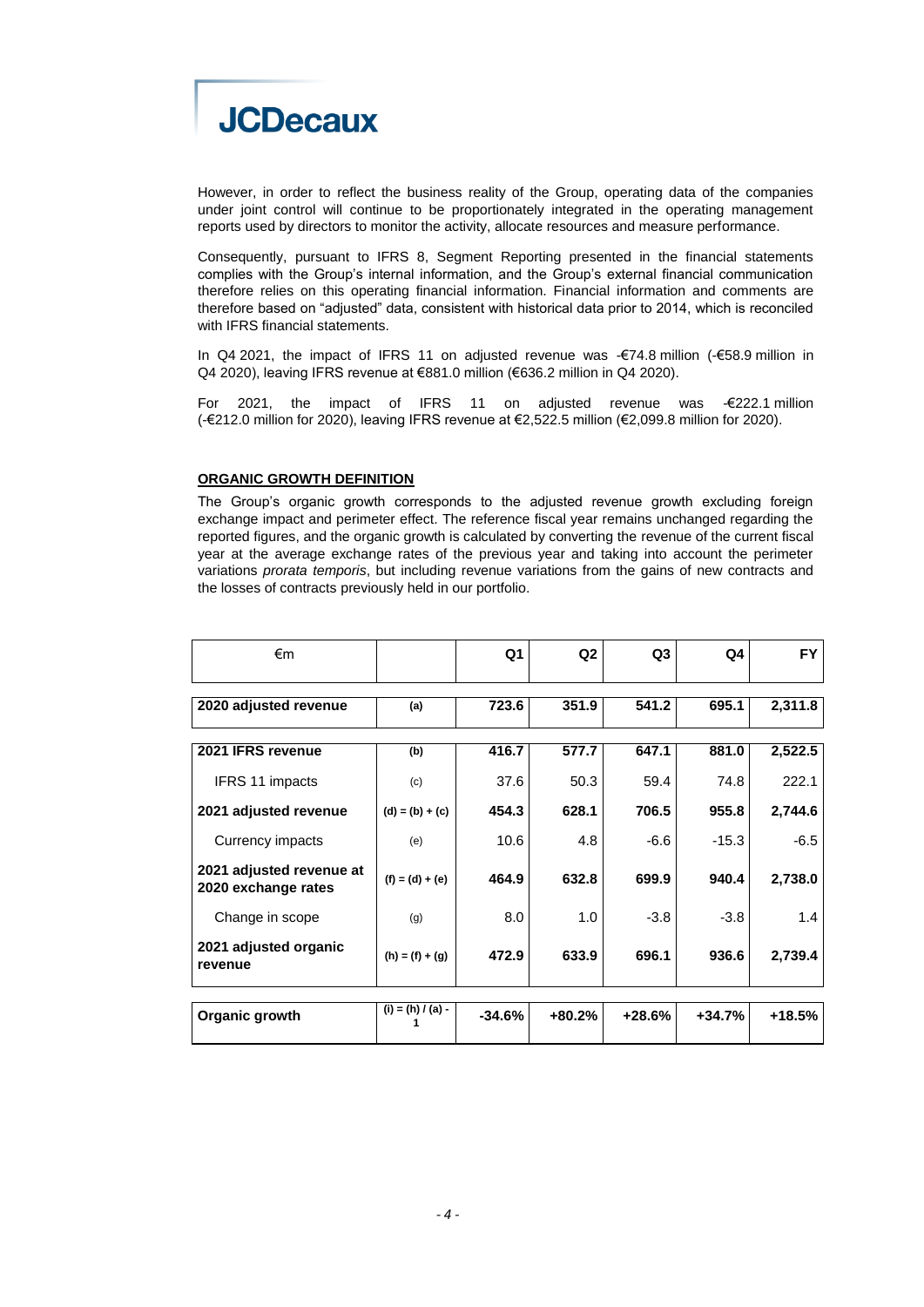However, in order to reflect the business reality of the Group, operating data of the companies under joint control will continue to be proportionately integrated in the operating management reports used by directors to monitor the activity, allocate resources and measure performance.

Consequently, pursuant to IFRS 8, Segment Reporting presented in the financial statements complies with the Group's internal information, and the Group's external financial communication therefore relies on this operating financial information. Financial information and comments are therefore based on "adjusted" data, consistent with historical data prior to 2014, which is reconciled with IFRS financial statements.

In Q4 2021, the impact of IFRS 11 on adjusted revenue was -€74.8 million (-€58.9 million in Q4 2020), leaving IFRS revenue at €881.0 million (€636.2 million in Q4 2020).

For 2021, the impact of IFRS 11 on adjusted revenue was -€222.1 million (-€212.0 million for 2020), leaving IFRS revenue at €2,522.5 million (€2,099.8 million for 2020).

## ORGANIC GROWTH DEFINITION

The Group's organic growth corresponds to the adjusted revenue growth excluding foreign exchange impact and perimeter effect. The reference fiscal year remains unchanged regarding the reported figures, and the organic growth is calculated by converting the revenue of the current fiscal year at the average exchange rates of the previous year and taking into account the perimeter variations *prorata temporis*, but including revenue variations from the gains of new contracts and the losses of contracts previously held in our portfolio.

| €m | | Q1 | Q2 | Q3 | Q4 | FY |
|---|---|---|---|---|---|---|
| **2020 adjusted revenue** | **(a)** | **723.6** | **351.9** | **541.2** | **695.1** | **2,311.8** |
| **2021 IFRS revenue** | **(b)** | **416.7** | **577.7** | **647.1** | **881.0** | **2,522.5** |
| IFRS 11 impacts | (c) | 37.6 | 50.3 | 59.4 | 74.8 | 222.1 |
| **2021 adjusted revenue** | **(d) = (b) + (c)** | **454.3** | **628.1** | **706.5** | **955.8** | **2,744.6** |
| Currency impacts | (e) | 10.6 | 4.8 | -6.6 | -15.3 | -6.5 |
| **2021 adjusted revenue at 2020 exchange rates** | **(f) = (d) + (e)** | **464.9** | **632.8** | **699.9** | **940.4** | **2,738.0** |
| Change in scope | (g) | 8.0 | 1.0 | -3.8 | -3.8 | 1.4 |
| **2021 adjusted organic revenue** | **(h) = (f) + (g)** | **472.9** | **633.9** | **696.1** | **936.6** | **2,739.4** |
| **Organic growth** | **(i) = (h) / (a) - 1** | **-34.6%** | **+80.2%** | **+28.6%** | **+34.7%** | **+18.5%** |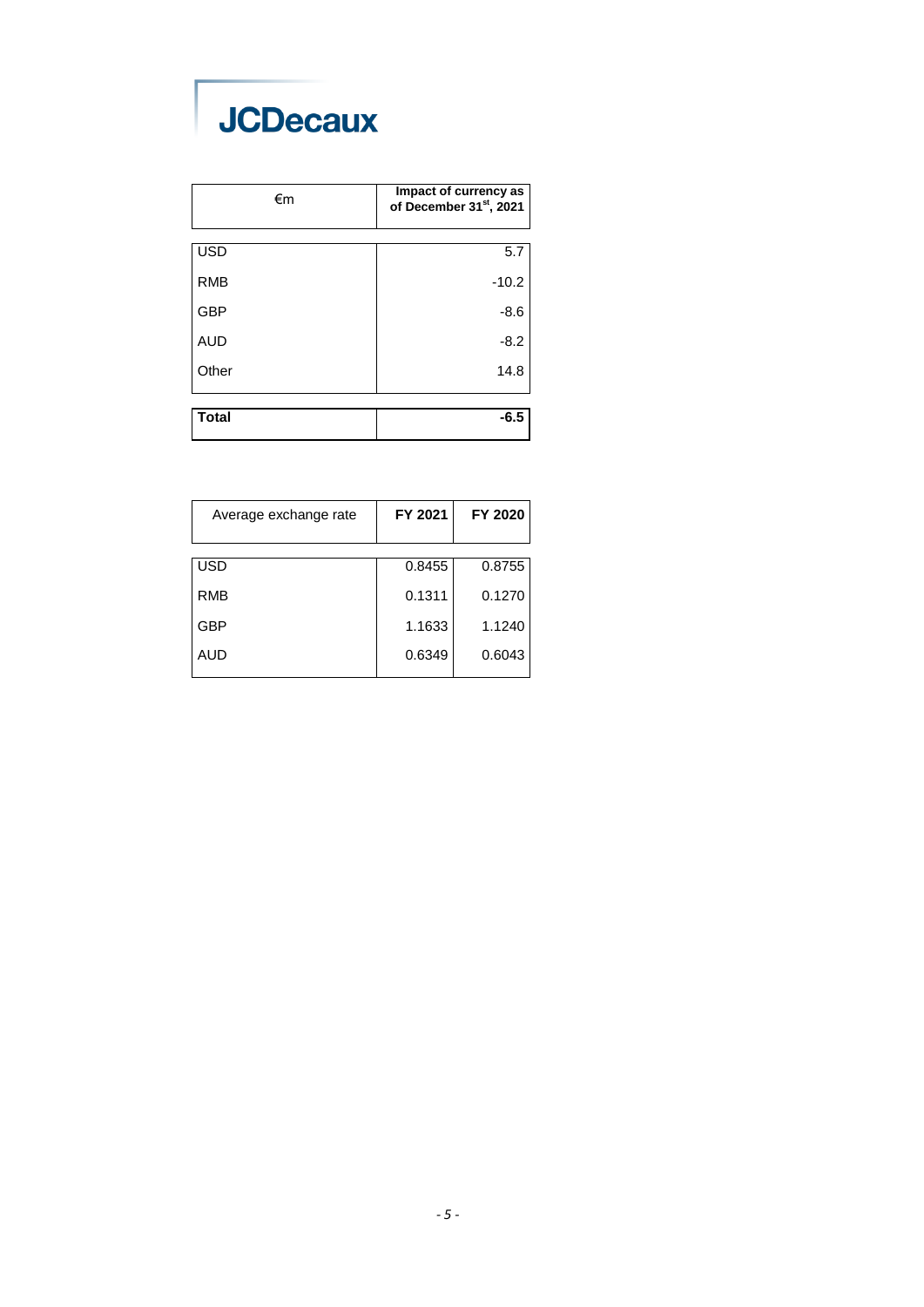| €m | Impact of currency as of December 31st, 2021 |
|---|---|
| USD | 5.7 |
| RMB | -10.2 |
| GBP | -8.6 |
| AUD | -8.2 |
| Other | 14.8 |
| **Total** | **-6.5** |

| Average exchange rate | FY 2021 | FY 2020 |
|---|---|---|
| USD | 0.8455 | 0.8755 |
| RMB | 0.1311 | 0.1270 |
| GBP | 1.1633 | 1.1240 |
| AUD | 0.6349 | 0.6043 |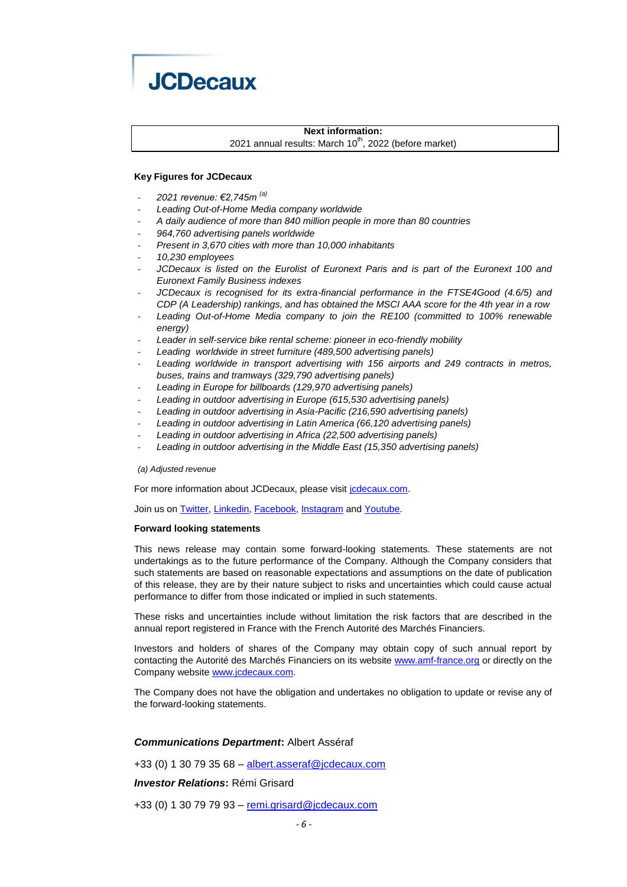# JCDecaux

**Next information:**
2021 annual results: March 10th, 2022 (before market)

**Key Figures for JCDecaux**

- *2021 revenue: €2,745m* [(a)]
- *Leading Out-of-Home Media company worldwide*
- *A daily audience of more than 840 million people in more than 80 countries*
- *964,760 advertising panels worldwide*
- *Present in 3,670 cities with more than 10,000 inhabitants*
- *10,230 employees*
- *JCDecaux is listed on the Eurolist of Euronext Paris and is part of the Euronext 100 and Euronext Family Business indexes*
- *JCDecaux is recognised for its extra-financial performance in the FTSE4Good (4.6/5) and CDP (A Leadership) rankings, and has obtained the MSCI AAA score for the 4th year in a row*
- *Leading Out-of-Home Media company to join the RE100 (committed to 100% renewable energy)*
- *Leader in self-service bike rental scheme: pioneer in eco-friendly mobility*
- *Leading worldwide in street furniture (489,500 advertising panels)*
- *Leading worldwide in transport advertising with 156 airports and 249 contracts in metros, buses, trains and tramways (329,790 advertising panels)*
- *Leading in Europe for billboards (129,970 advertising panels)*
- *Leading in outdoor advertising in Europe (615,530 advertising panels)*
- *Leading in outdoor advertising in Asia-Pacific (216,590 advertising panels)*
- *Leading in outdoor advertising in Latin America (66,120 advertising panels)*
- *Leading in outdoor advertising in Africa (22,500 advertising panels)*
- *Leading in outdoor advertising in the Middle East (15,350 advertising panels)*

*(a) Adjusted revenue*

For more information about JCDecaux, please visit jcdecaux.com.

Join us on Twitter, Linkedin, Facebook, Instagram and Youtube.

**Forward looking statements**

This news release may contain some forward-looking statements. These statements are not undertakings as to the future performance of the Company. Although the Company considers that such statements are based on reasonable expectations and assumptions on the date of publication of this release, they are by their nature subject to risks and uncertainties which could cause actual performance to differ from those indicated or implied in such statements.

These risks and uncertainties include without limitation the risk factors that are described in the annual report registered in France with the French Autorité des Marchés Financiers.

Investors and holders of shares of the Company may obtain copy of such annual report by contacting the Autorité des Marchés Financiers on its website www.amf-france.org or directly on the Company website www.jcdecaux.com.

The Company does not have the obligation and undertakes no obligation to update or revise any of the forward-looking statements.

***Communications Department*:** Albert Asséraf

+33 (0) 1 30 79 35 68 – albert.asseraf@jcdecaux.com

***Investor Relations*:** Rémi Grisard

+33 (0) 1 30 79 79 93 – remi.grisard@jcdecaux.com